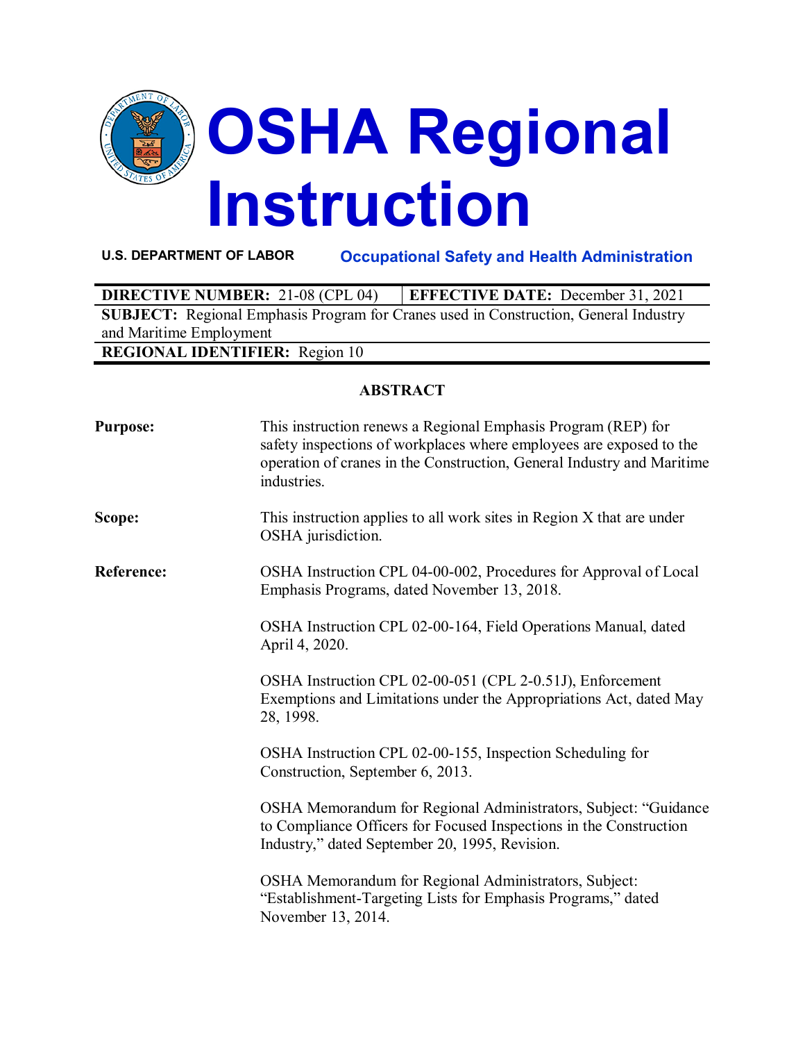# OSHA Regional Instruction

**U.S. DEPARTMENT OF LABOR** — **Occupational Safety and Health Administration**

| **DIRECTIVE NUMBER:** 21-08 (CPL 04) | **EFFECTIVE DATE:** December 31, 2021 |
|---|---|
| **SUBJECT:** Regional Emphasis Program for Cranes used in Construction, General Industry and Maritime Employment | |
| **REGIONAL IDENTIFIER:** Region 10 | |

## ABSTRACT

**Purpose:** This instruction renews a Regional Emphasis Program (REP) for safety inspections of workplaces where employees are exposed to the operation of cranes in the Construction, General Industry and Maritime industries.

**Scope:** This instruction applies to all work sites in Region X that are under OSHA jurisdiction.

**Reference:** OSHA Instruction CPL 04-00-002, Procedures for Approval of Local Emphasis Programs, dated November 13, 2018.

OSHA Instruction CPL 02-00-164, Field Operations Manual, dated April 4, 2020.

OSHA Instruction CPL 02-00-051 (CPL 2-0.51J), Enforcement Exemptions and Limitations under the Appropriations Act, dated May 28, 1998.

OSHA Instruction CPL 02-00-155, Inspection Scheduling for Construction, September 6, 2013.

OSHA Memorandum for Regional Administrators, Subject: "Guidance to Compliance Officers for Focused Inspections in the Construction Industry," dated September 20, 1995, Revision.

OSHA Memorandum for Regional Administrators, Subject: "Establishment-Targeting Lists for Emphasis Programs," dated November 13, 2014.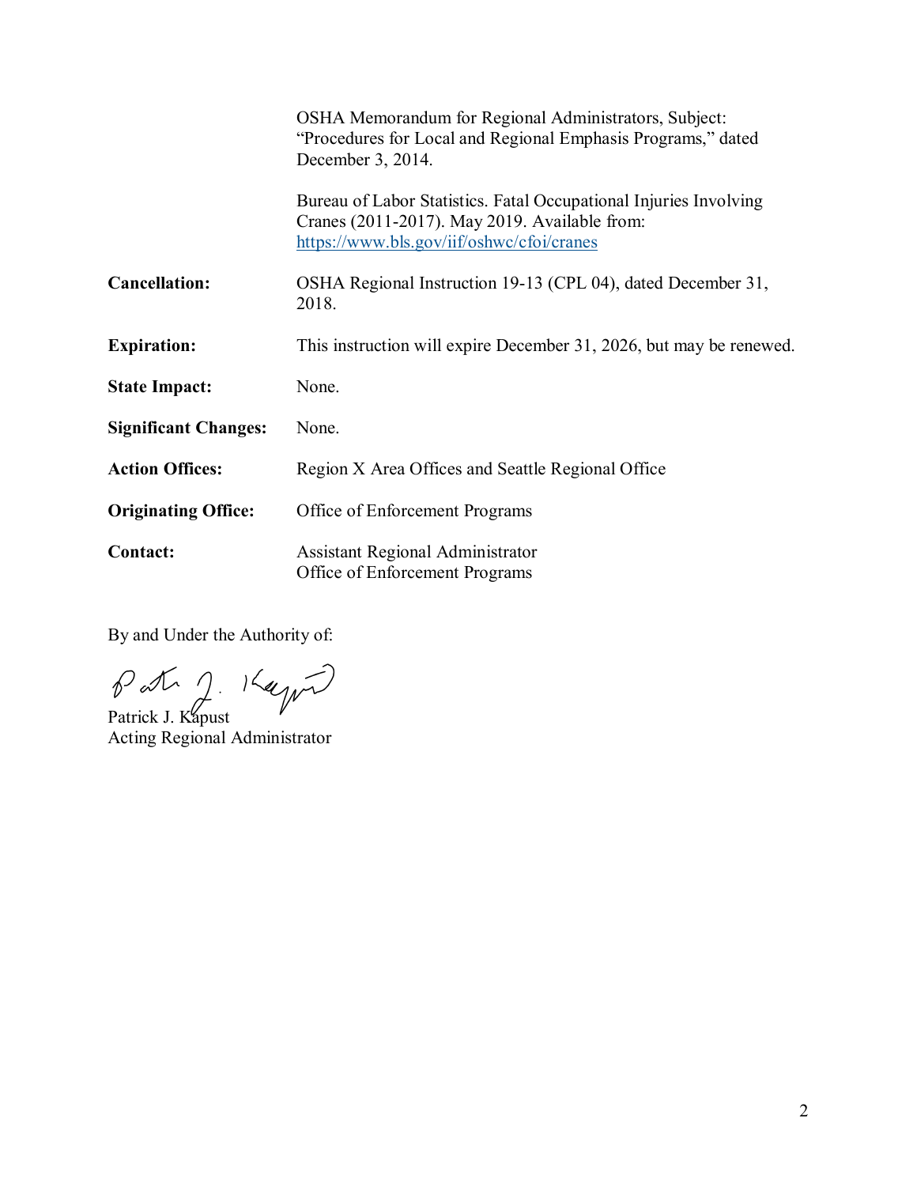| | |
|---|---|
| | OSHA Memorandum for Regional Administrators, Subject: “Procedures for Local and Regional Emphasis Programs,” dated December 3, 2014. |
| | Bureau of Labor Statistics. Fatal Occupational Injuries Involving Cranes (2011-2017). May 2019. Available from: [https://www.bls.gov/iif/oshwc/cfoi/cranes](https://www.bls.gov/iif/oshwc/cfoi/cranes) |
| **Cancellation:** | OSHA Regional Instruction 19-13 (CPL 04), dated December 31, 2018. |
| **Expiration:** | This instruction will expire December 31, 2026, but may be renewed. |
| **State Impact:** | None. |
| **Significant Changes:** | None. |
| **Action Offices:** | Region X Area Offices and Seattle Regional Office |
| **Originating Office:** | Office of Enforcement Programs |
| **Contact:** | Assistant Regional Administrator<br>Office of Enforcement Programs |

By and Under the Authority of:

Patrick J. Kapust
Acting Regional Administrator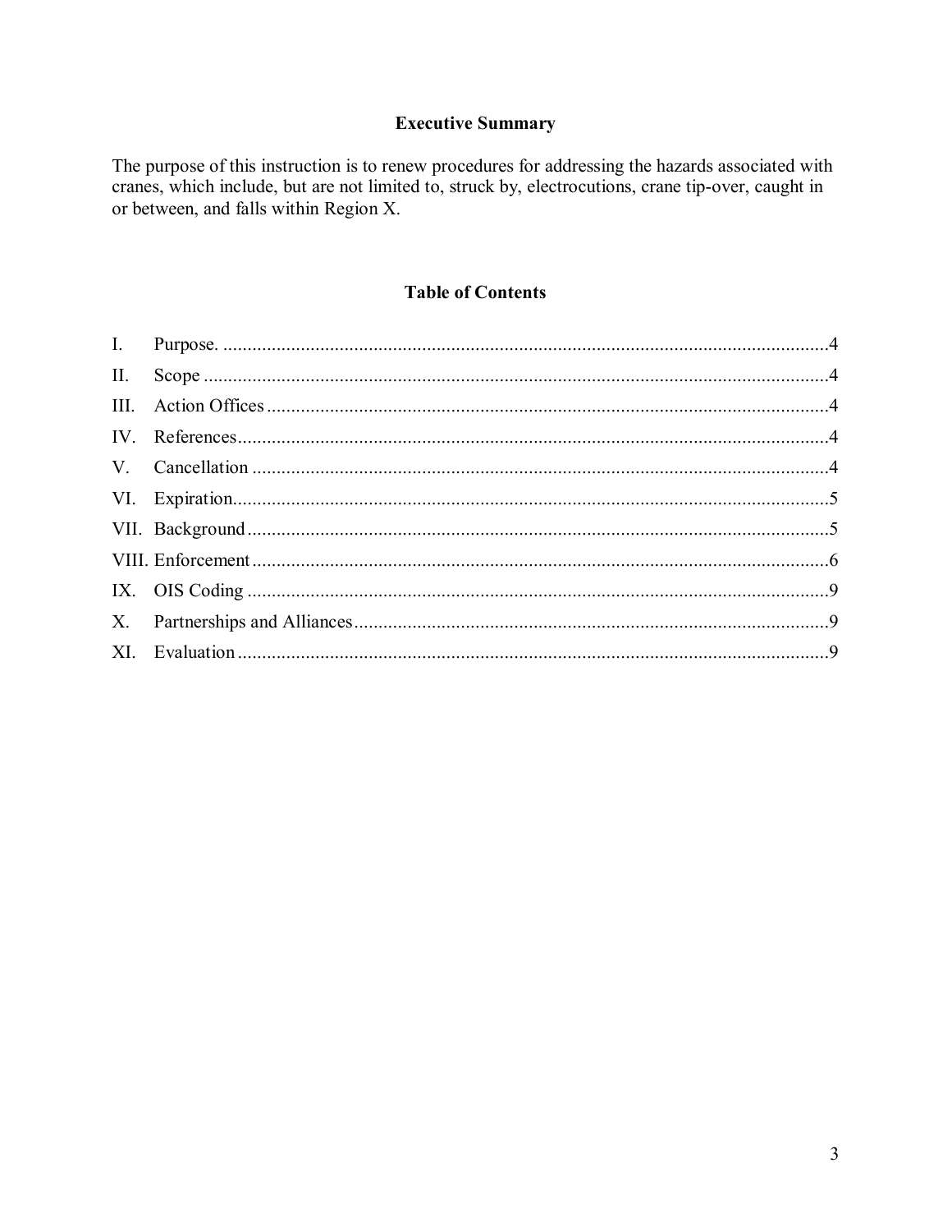## Executive Summary

The purpose of this instruction is to renew procedures for addressing the hazards associated with cranes, which include, but are not limited to, struck by, electrocutions, crane tip-over, caught in or between, and falls within Region X.

## Table of Contents

I. Purpose. ..... 4
II. Scope ..... 4
III. Action Offices ..... 4
IV. References ..... 4
V. Cancellation ..... 4
VI. Expiration ..... 5
VII. Background ..... 5
VIII. Enforcement ..... 6
IX. OIS Coding ..... 9
X. Partnerships and Alliances ..... 9
XI. Evaluation ..... 9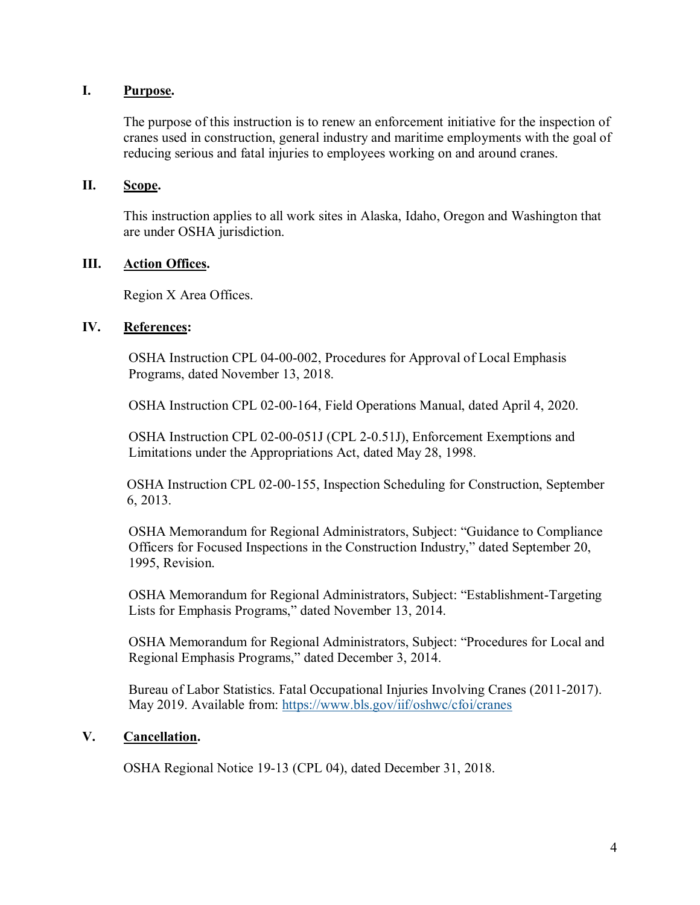## I. Purpose.

The purpose of this instruction is to renew an enforcement initiative for the inspection of cranes used in construction, general industry and maritime employments with the goal of reducing serious and fatal injuries to employees working on and around cranes.

## II. Scope.

This instruction applies to all work sites in Alaska, Idaho, Oregon and Washington that are under OSHA jurisdiction.

## III. Action Offices.

Region X Area Offices.

## IV. References:

OSHA Instruction CPL 04-00-002, Procedures for Approval of Local Emphasis Programs, dated November 13, 2018.

OSHA Instruction CPL 02-00-164, Field Operations Manual, dated April 4, 2020.

OSHA Instruction CPL 02-00-051J (CPL 2-0.51J), Enforcement Exemptions and Limitations under the Appropriations Act, dated May 28, 1998.

OSHA Instruction CPL 02-00-155, Inspection Scheduling for Construction, September 6, 2013.

OSHA Memorandum for Regional Administrators, Subject: "Guidance to Compliance Officers for Focused Inspections in the Construction Industry," dated September 20, 1995, Revision.

OSHA Memorandum for Regional Administrators, Subject: "Establishment-Targeting Lists for Emphasis Programs," dated November 13, 2014.

OSHA Memorandum for Regional Administrators, Subject: "Procedures for Local and Regional Emphasis Programs," dated December 3, 2014.

Bureau of Labor Statistics. Fatal Occupational Injuries Involving Cranes (2011-2017). May 2019. Available from: https://www.bls.gov/iif/oshwc/cfoi/cranes

## V. Cancellation.

OSHA Regional Notice 19-13 (CPL 04), dated December 31, 2018.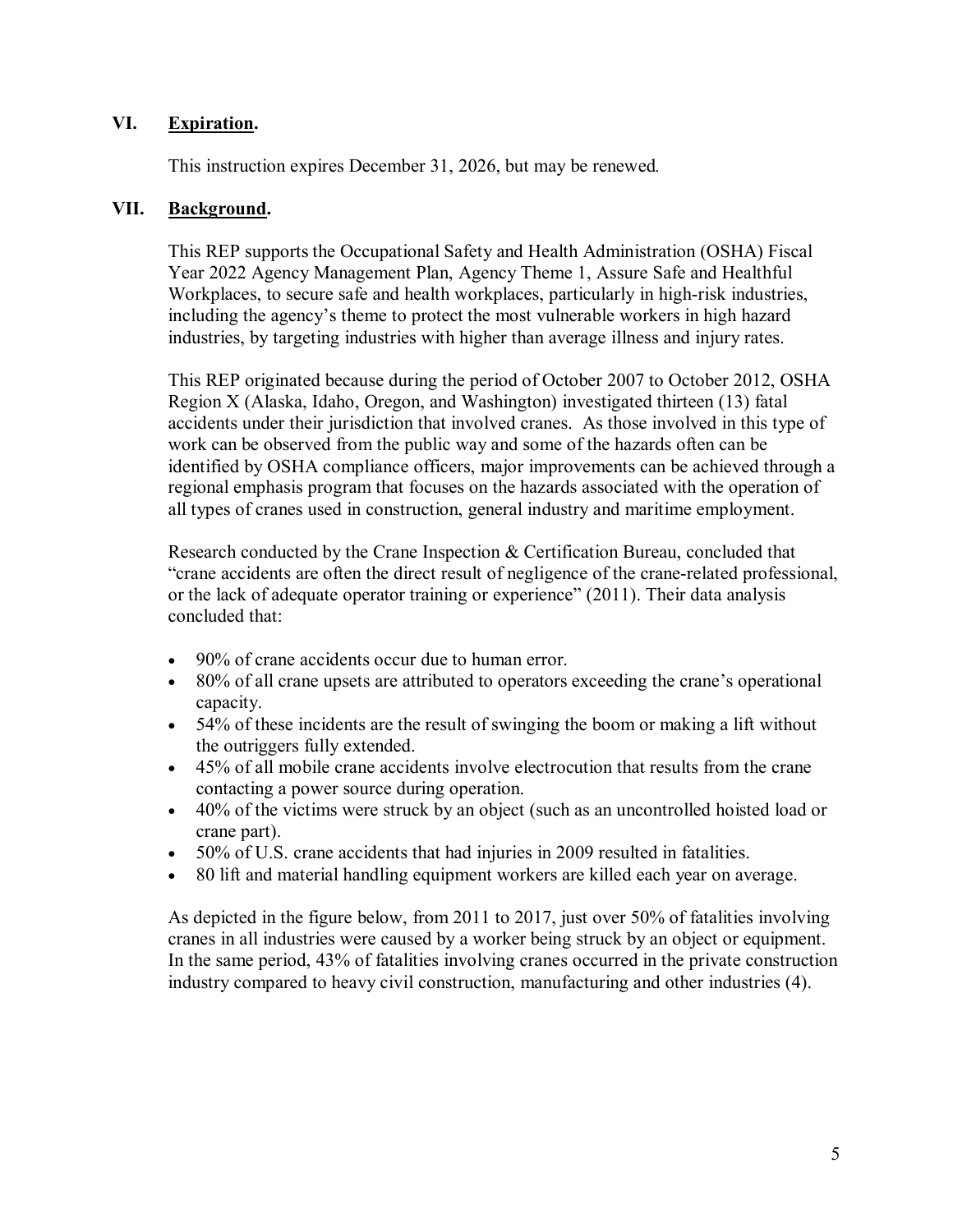## VI. Expiration.

This instruction expires December 31, 2026, but may be renewed.

## VII. Background.

This REP supports the Occupational Safety and Health Administration (OSHA) Fiscal Year 2022 Agency Management Plan, Agency Theme 1, Assure Safe and Healthful Workplaces, to secure safe and health workplaces, particularly in high-risk industries, including the agency's theme to protect the most vulnerable workers in high hazard industries, by targeting industries with higher than average illness and injury rates.

This REP originated because during the period of October 2007 to October 2012, OSHA Region X (Alaska, Idaho, Oregon, and Washington) investigated thirteen (13) fatal accidents under their jurisdiction that involved cranes. As those involved in this type of work can be observed from the public way and some of the hazards often can be identified by OSHA compliance officers, major improvements can be achieved through a regional emphasis program that focuses on the hazards associated with the operation of all types of cranes used in construction, general industry and maritime employment.

Research conducted by the Crane Inspection & Certification Bureau, concluded that "crane accidents are often the direct result of negligence of the crane-related professional, or the lack of adequate operator training or experience" (2011). Their data analysis concluded that:

- 90% of crane accidents occur due to human error.
- 80% of all crane upsets are attributed to operators exceeding the crane's operational capacity.
- 54% of these incidents are the result of swinging the boom or making a lift without the outriggers fully extended.
- 45% of all mobile crane accidents involve electrocution that results from the crane contacting a power source during operation.
- 40% of the victims were struck by an object (such as an uncontrolled hoisted load or crane part).
- 50% of U.S. crane accidents that had injuries in 2009 resulted in fatalities.
- 80 lift and material handling equipment workers are killed each year on average.

As depicted in the figure below, from 2011 to 2017, just over 50% of fatalities involving cranes in all industries were caused by a worker being struck by an object or equipment. In the same period, 43% of fatalities involving cranes occurred in the private construction industry compared to heavy civil construction, manufacturing and other industries (4).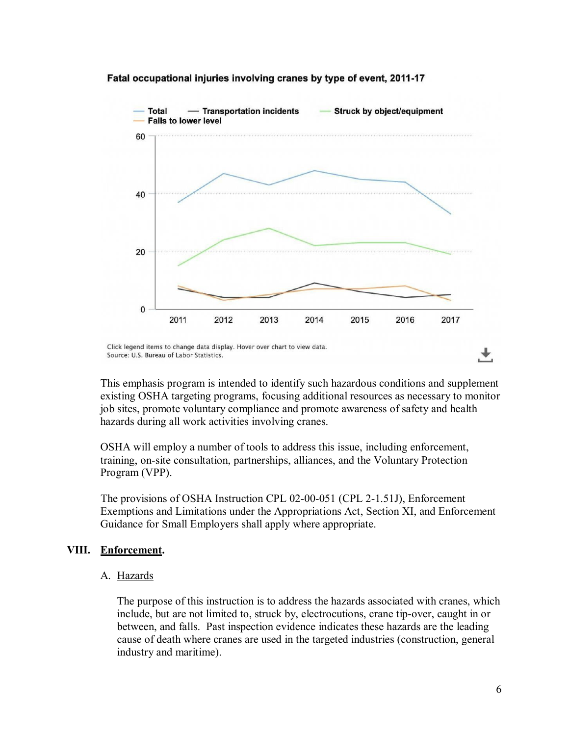**Fatal occupational injuries involving cranes by type of event, 2011-17**

Click legend items to change data display. Hover over chart to view data.
Source: U.S. Bureau of Labor Statistics.

This emphasis program is intended to identify such hazardous conditions and supplement existing OSHA targeting programs, focusing additional resources as necessary to monitor job sites, promote voluntary compliance and promote awareness of safety and health hazards during all work activities involving cranes.

OSHA will employ a number of tools to address this issue, including enforcement, training, on-site consultation, partnerships, alliances, and the Voluntary Protection Program (VPP).

The provisions of OSHA Instruction CPL 02-00-051 (CPL 2-1.51J), Enforcement Exemptions and Limitations under the Appropriations Act, Section XI, and Enforcement Guidance for Small Employers shall apply where appropriate.

## VIII. Enforcement.

### A. Hazards

The purpose of this instruction is to address the hazards associated with cranes, which include, but are not limited to, struck by, electrocutions, crane tip-over, caught in or between, and falls. Past inspection evidence indicates these hazards are the leading cause of death where cranes are used in the targeted industries (construction, general industry and maritime).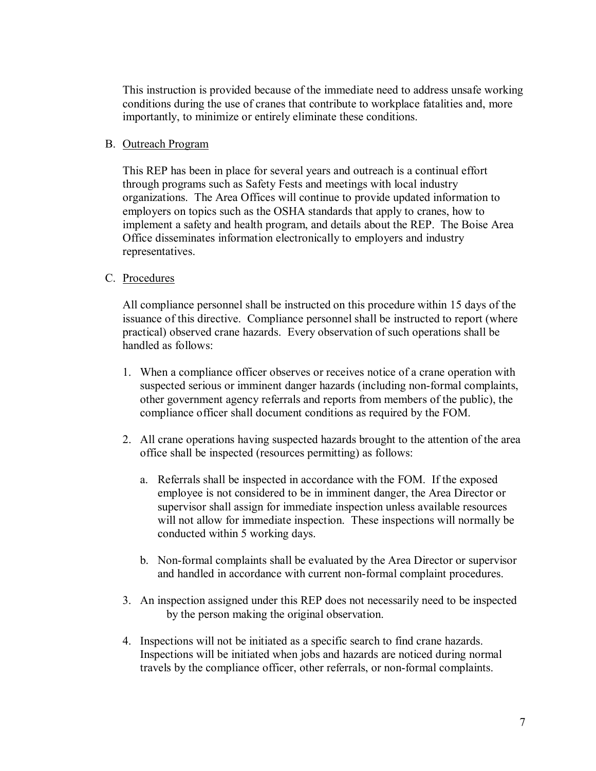This instruction is provided because of the immediate need to address unsafe working conditions during the use of cranes that contribute to workplace fatalities and, more importantly, to minimize or entirely eliminate these conditions.

B. Outreach Program

This REP has been in place for several years and outreach is a continual effort through programs such as Safety Fests and meetings with local industry organizations. The Area Offices will continue to provide updated information to employers on topics such as the OSHA standards that apply to cranes, how to implement a safety and health program, and details about the REP. The Boise Area Office disseminates information electronically to employers and industry representatives.

C. Procedures

All compliance personnel shall be instructed on this procedure within 15 days of the issuance of this directive. Compliance personnel shall be instructed to report (where practical) observed crane hazards. Every observation of such operations shall be handled as follows:

1. When a compliance officer observes or receives notice of a crane operation with suspected serious or imminent danger hazards (including non-formal complaints, other government agency referrals and reports from members of the public), the compliance officer shall document conditions as required by the FOM.

2. All crane operations having suspected hazards brought to the attention of the area office shall be inspected (resources permitting) as follows:

   a. Referrals shall be inspected in accordance with the FOM. If the exposed employee is not considered to be in imminent danger, the Area Director or supervisor shall assign for immediate inspection unless available resources will not allow for immediate inspection. These inspections will normally be conducted within 5 working days.

   b. Non-formal complaints shall be evaluated by the Area Director or supervisor and handled in accordance with current non-formal complaint procedures.

3. An inspection assigned under this REP does not necessarily need to be inspected by the person making the original observation.

4. Inspections will not be initiated as a specific search to find crane hazards. Inspections will be initiated when jobs and hazards are noticed during normal travels by the compliance officer, other referrals, or non-formal complaints.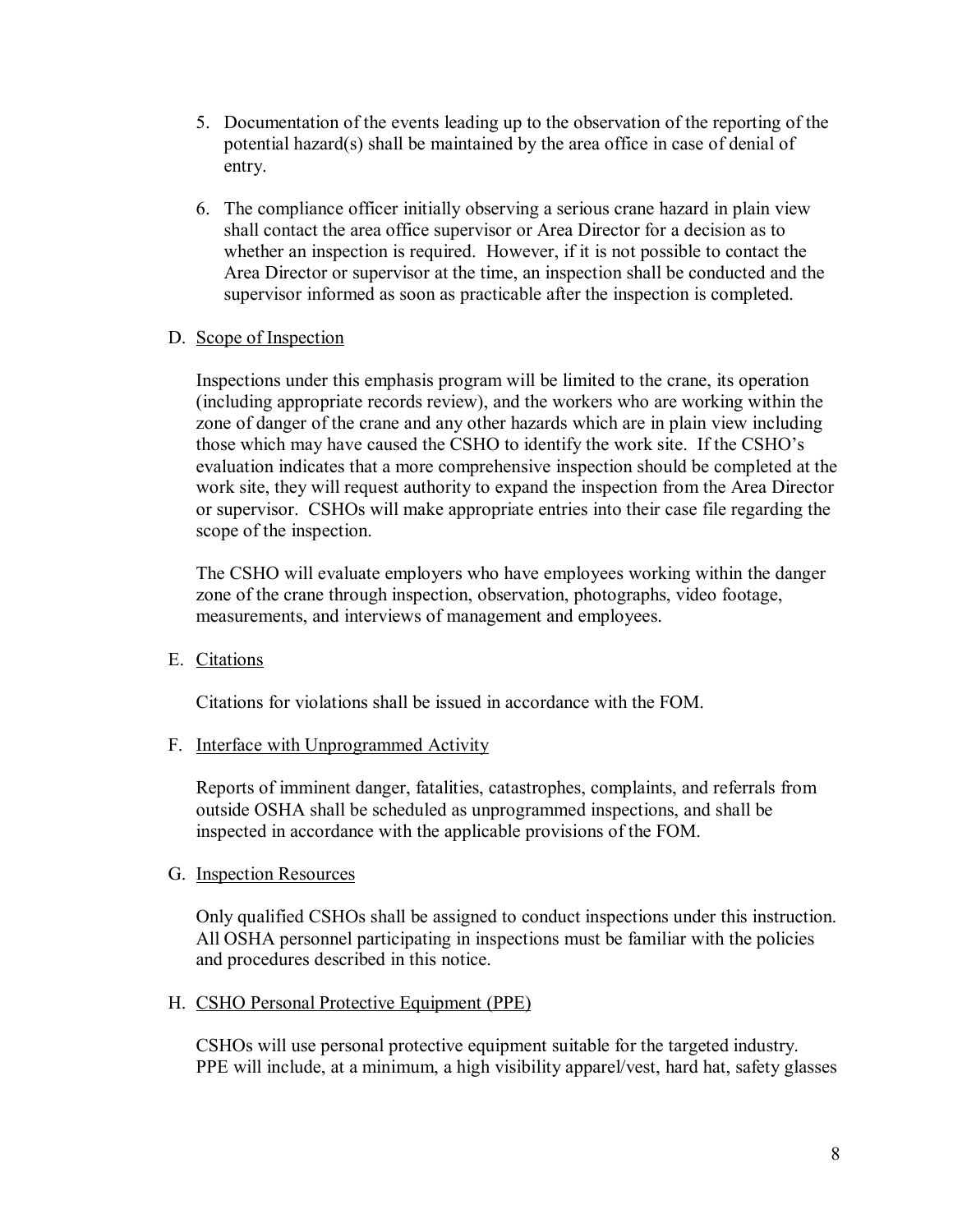5. Documentation of the events leading up to the observation of the reporting of the potential hazard(s) shall be maintained by the area office in case of denial of entry.

6. The compliance officer initially observing a serious crane hazard in plain view shall contact the area office supervisor or Area Director for a decision as to whether an inspection is required. However, if it is not possible to contact the Area Director or supervisor at the time, an inspection shall be conducted and the supervisor informed as soon as practicable after the inspection is completed.

D. <u>Scope of Inspection</u>

Inspections under this emphasis program will be limited to the crane, its operation (including appropriate records review), and the workers who are working within the zone of danger of the crane and any other hazards which are in plain view including those which may have caused the CSHO to identify the work site. If the CSHO's evaluation indicates that a more comprehensive inspection should be completed at the work site, they will request authority to expand the inspection from the Area Director or supervisor. CSHOs will make appropriate entries into their case file regarding the scope of the inspection.

The CSHO will evaluate employers who have employees working within the danger zone of the crane through inspection, observation, photographs, video footage, measurements, and interviews of management and employees.

E. <u>Citations</u>

Citations for violations shall be issued in accordance with the FOM.

F. <u>Interface with Unprogrammed Activity</u>

Reports of imminent danger, fatalities, catastrophes, complaints, and referrals from outside OSHA shall be scheduled as unprogrammed inspections, and shall be inspected in accordance with the applicable provisions of the FOM.

G. <u>Inspection Resources</u>

Only qualified CSHOs shall be assigned to conduct inspections under this instruction. All OSHA personnel participating in inspections must be familiar with the policies and procedures described in this notice.

H. <u>CSHO Personal Protective Equipment (PPE)</u>

CSHOs will use personal protective equipment suitable for the targeted industry. PPE will include, at a minimum, a high visibility apparel/vest, hard hat, safety glasses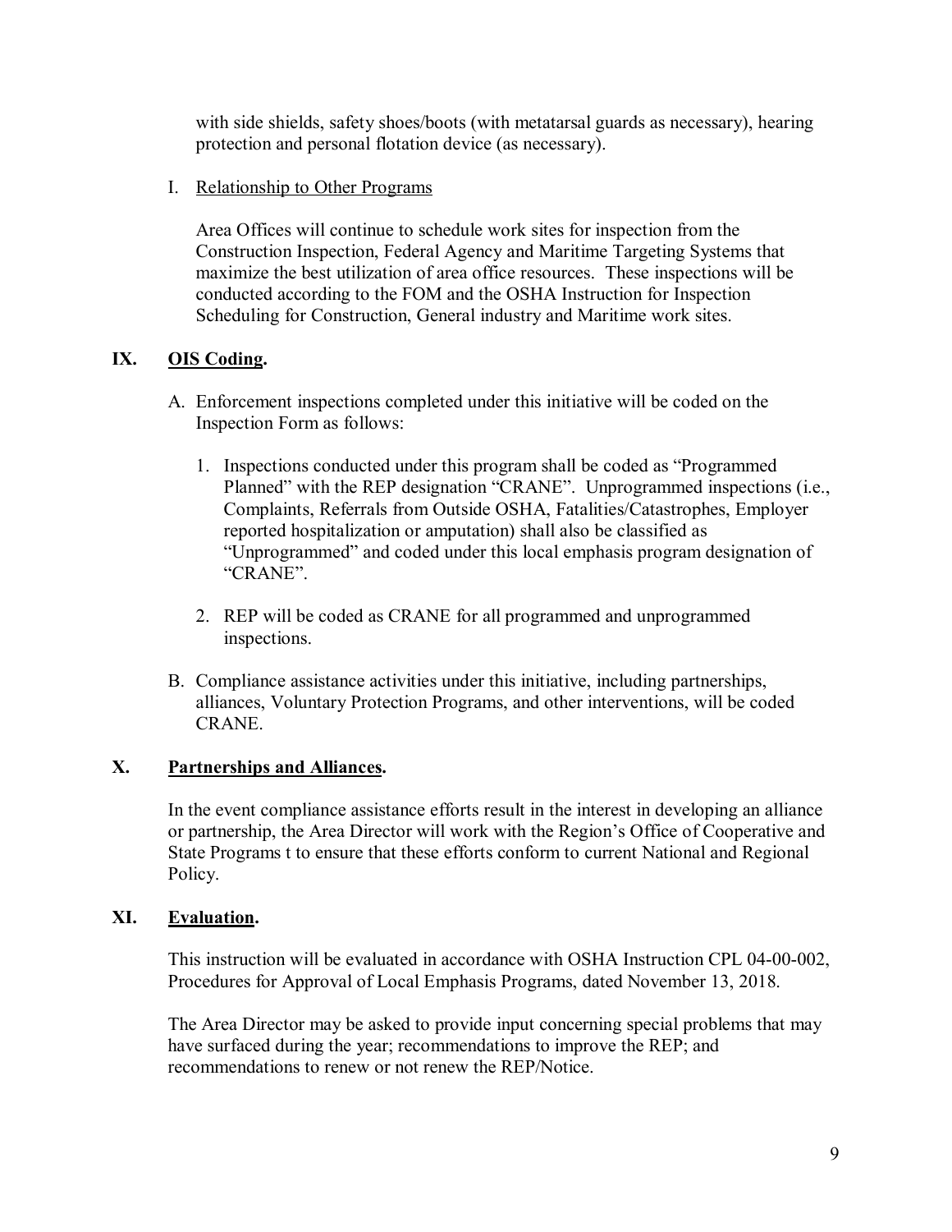with side shields, safety shoes/boots (with metatarsal guards as necessary), hearing protection and personal flotation device (as necessary).

I. <u>Relationship to Other Programs</u>

Area Offices will continue to schedule work sites for inspection from the Construction Inspection, Federal Agency and Maritime Targeting Systems that maximize the best utilization of area office resources. These inspections will be conducted according to the FOM and the OSHA Instruction for Inspection Scheduling for Construction, General industry and Maritime work sites.

## IX. <u>OIS Coding</u>.

A. Enforcement inspections completed under this initiative will be coded on the Inspection Form as follows:

1. Inspections conducted under this program shall be coded as "Programmed Planned" with the REP designation "CRANE". Unprogrammed inspections (i.e., Complaints, Referrals from Outside OSHA, Fatalities/Catastrophes, Employer reported hospitalization or amputation) shall also be classified as "Unprogrammed" and coded under this local emphasis program designation of "CRANE".

2. REP will be coded as CRANE for all programmed and unprogrammed inspections.

B. Compliance assistance activities under this initiative, including partnerships, alliances, Voluntary Protection Programs, and other interventions, will be coded CRANE.

## X. <u>Partnerships and Alliances</u>.

In the event compliance assistance efforts result in the interest in developing an alliance or partnership, the Area Director will work with the Region's Office of Cooperative and State Programs t to ensure that these efforts conform to current National and Regional Policy.

## XI. <u>Evaluation</u>.

This instruction will be evaluated in accordance with OSHA Instruction CPL 04-00-002, Procedures for Approval of Local Emphasis Programs, dated November 13, 2018.

The Area Director may be asked to provide input concerning special problems that may have surfaced during the year; recommendations to improve the REP; and recommendations to renew or not renew the REP/Notice.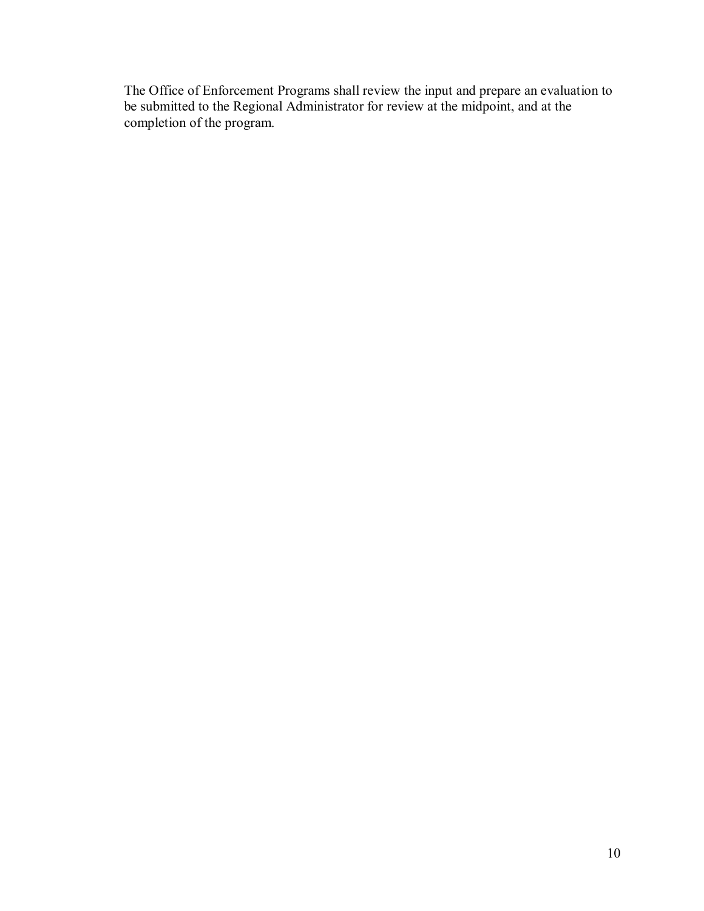The Office of Enforcement Programs shall review the input and prepare an evaluation to be submitted to the Regional Administrator for review at the midpoint, and at the completion of the program.